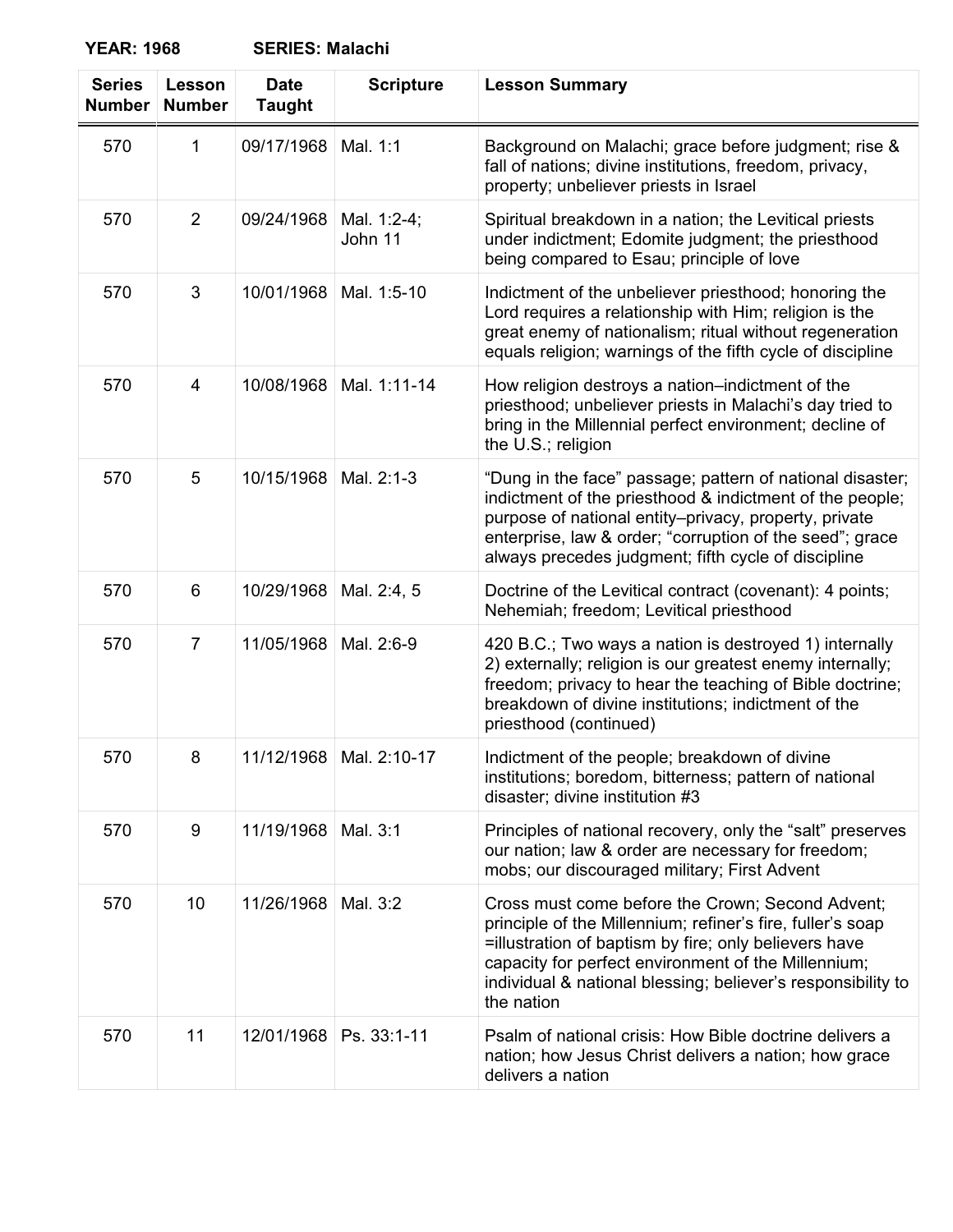**YEAR: 1968** **SERIES: Malachi**

| Series Number | Lesson Number | Date Taught | Scripture | Lesson Summary |
|---|---|---|---|---|
| 570 | 1 | 09/17/1968 | Mal. 1:1 | Background on Malachi; grace before judgment; rise & fall of nations; divine institutions, freedom, privacy, property; unbeliever priests in Israel |
| 570 | 2 | 09/24/1968 | Mal. 1:2-4; John 11 | Spiritual breakdown in a nation; the Levitical priests under indictment; Edomite judgment; the priesthood being compared to Esau; principle of love |
| 570 | 3 | 10/01/1968 | Mal. 1:5-10 | Indictment of the unbeliever priesthood; honoring the Lord requires a relationship with Him; religion is the great enemy of nationalism; ritual without regeneration equals religion; warnings of the fifth cycle of discipline |
| 570 | 4 | 10/08/1968 | Mal. 1:11-14 | How religion destroys a nation–indictment of the priesthood; unbeliever priests in Malachi's day tried to bring in the Millennial perfect environment; decline of the U.S.; religion |
| 570 | 5 | 10/15/1968 | Mal. 2:1-3 | "Dung in the face" passage; pattern of national disaster; indictment of the priesthood & indictment of the people; purpose of national entity–privacy, property, private enterprise, law & order; "corruption of the seed"; grace always precedes judgment; fifth cycle of discipline |
| 570 | 6 | 10/29/1968 | Mal. 2:4, 5 | Doctrine of the Levitical contract (covenant): 4 points; Nehemiah; freedom; Levitical priesthood |
| 570 | 7 | 11/05/1968 | Mal. 2:6-9 | 420 B.C.; Two ways a nation is destroyed 1) internally 2) externally; religion is our greatest enemy internally; freedom; privacy to hear the teaching of Bible doctrine; breakdown of divine institutions; indictment of the priesthood (continued) |
| 570 | 8 | 11/12/1968 | Mal. 2:10-17 | Indictment of the people; breakdown of divine institutions; boredom, bitterness; pattern of national disaster; divine institution #3 |
| 570 | 9 | 11/19/1968 | Mal. 3:1 | Principles of national recovery, only the "salt" preserves our nation; law & order are necessary for freedom; mobs; our discouraged military; First Advent |
| 570 | 10 | 11/26/1968 | Mal. 3:2 | Cross must come before the Crown; Second Advent; principle of the Millennium; refiner's fire, fuller's soap =illustration of baptism by fire; only believers have capacity for perfect environment of the Millennium; individual & national blessing; believer's responsibility to the nation |
| 570 | 11 | 12/01/1968 | Ps. 33:1-11 | Psalm of national crisis: How Bible doctrine delivers a nation; how Jesus Christ delivers a nation; how grace delivers a nation |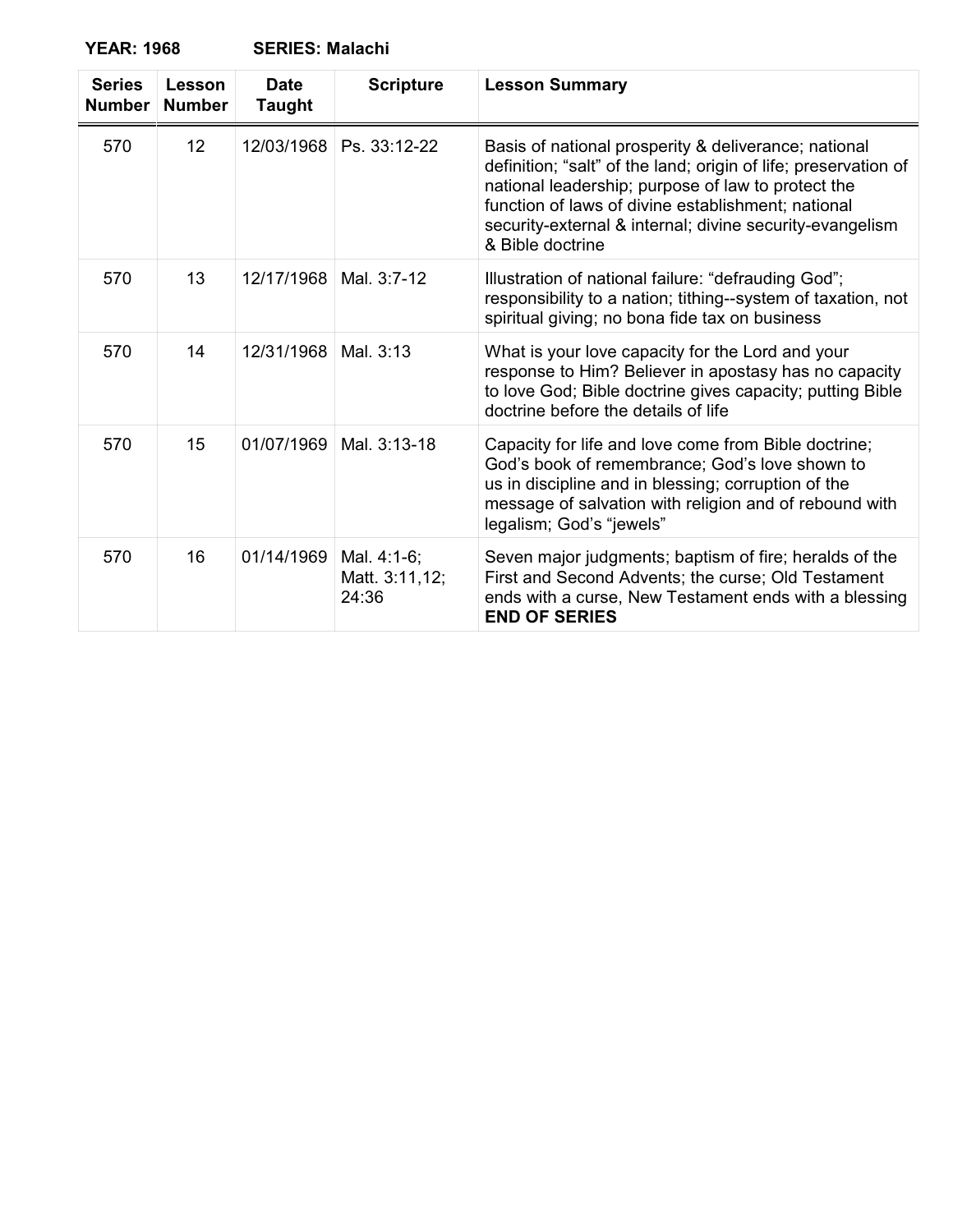**YEAR: 1968 SERIES: Malachi**

| Series Number | Lesson Number | Date Taught | Scripture | Lesson Summary |
|---|---|---|---|---|
| 570 | 12 | 12/03/1968 | Ps. 33:12-22 | Basis of national prosperity & deliverance; national definition; "salt" of the land; origin of life; preservation of national leadership; purpose of law to protect the function of laws of divine establishment; national security-external & internal; divine security-evangelism & Bible doctrine |
| 570 | 13 | 12/17/1968 | Mal. 3:7-12 | Illustration of national failure: "defrauding God"; responsibility to a nation; tithing--system of taxation, not spiritual giving; no bona fide tax on business |
| 570 | 14 | 12/31/1968 | Mal. 3:13 | What is your love capacity for the Lord and your response to Him? Believer in apostasy has no capacity to love God; Bible doctrine gives capacity; putting Bible doctrine before the details of life |
| 570 | 15 | 01/07/1969 | Mal. 3:13-18 | Capacity for life and love come from Bible doctrine; God's book of remembrance; God's love shown to us in discipline and in blessing; corruption of the message of salvation with religion and of rebound with legalism; God's "jewels" |
| 570 | 16 | 01/14/1969 | Mal. 4:1-6; Matt. 3:11,12; 24:36 | Seven major judgments; baptism of fire; heralds of the First and Second Advents; the curse; Old Testament ends with a curse, New Testament ends with a blessing **END OF SERIES** |